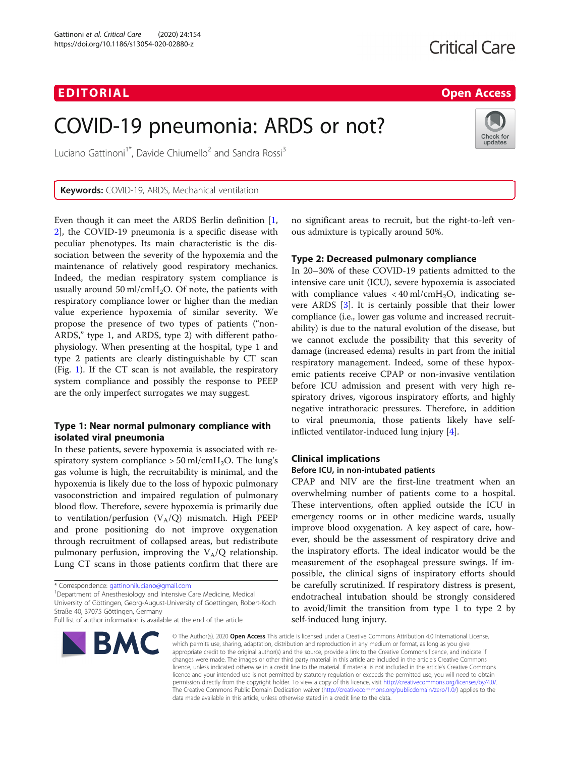EDITORIAL

Open Access

# COVID-19 pneumonia: ARDS or not?

Luciano Gattinoni[1*], Davide Chiumello[2] and Sandra Rossi[3]

**Keywords:** COVID-19, ARDS, Mechanical ventilation

Even though it can meet the ARDS Berlin definition [1, 2], the COVID-19 pneumonia is a specific disease with peculiar phenotypes. Its main characteristic is the dissociation between the severity of the hypoxemia and the maintenance of relatively good respiratory mechanics. Indeed, the median respiratory system compliance is usually around 50 ml/cm$H_2O$. Of note, the patients with respiratory compliance lower or higher than the median value experience hypoxemia of similar severity. We propose the presence of two types of patients ("non-ARDS," type 1, and ARDS, type 2) with different pathophysiology. When presenting at the hospital, type 1 and type 2 patients are clearly distinguishable by CT scan (Fig. 1). If the CT scan is not available, the respiratory system compliance and possibly the response to PEEP are the only imperfect surrogates we may suggest.

## Type 1: Near normal pulmonary compliance with isolated viral pneumonia

In these patients, severe hypoxemia is associated with respiratory system compliance > 50 ml/cm$H_2O$. The lung's gas volume is high, the recruitability is minimal, and the hypoxemia is likely due to the loss of hypoxic pulmonary vasoconstriction and impaired regulation of pulmonary blood flow. Therefore, severe hypoxemia is primarily due to ventilation/perfusion ($V_A$/Q) mismatch. High PEEP and prone positioning do not improve oxygenation through recruitment of collapsed areas, but redistribute pulmonary perfusion, improving the $V_A$/Q relationship. Lung CT scans in those patients confirm that there are no significant areas to recruit, but the right-to-left venous admixture is typically around 50%.

## Type 2: Decreased pulmonary compliance

In 20–30% of these COVID-19 patients admitted to the intensive care unit (ICU), severe hypoxemia is associated with compliance values < 40 ml/cm$H_2O$, indicating severe ARDS [3]. It is certainly possible that their lower compliance (i.e., lower gas volume and increased recruitability) is due to the natural evolution of the disease, but we cannot exclude the possibility that this severity of damage (increased edema) results in part from the initial respiratory management. Indeed, some of these hypoxemic patients receive CPAP or non-invasive ventilation before ICU admission and present with very high respiratory drives, vigorous inspiratory efforts, and highly negative intrathoracic pressures. Therefore, in addition to viral pneumonia, those patients likely have self-inflicted ventilator-induced lung injury [4].

## Clinical implications

### Before ICU, in non-intubated patients

CPAP and NIV are the first-line treatment when an overwhelming number of patients come to a hospital. These interventions, often applied outside the ICU in emergency rooms or in other medicine wards, usually improve blood oxygenation. A key aspect of care, however, should be the assessment of respiratory drive and the inspiratory efforts. The ideal indicator would be the measurement of the esophageal pressure swings. If impossible, the clinical signs of inspiratory efforts should be carefully scrutinized. If respiratory distress is present, endotracheal intubation should be strongly considered to avoid/limit the transition from type 1 to type 2 by self-induced lung injury.

* Correspondence: gattinoniluciano@gmail.com
[1]Department of Anesthesiology and Intensive Care Medicine, Medical University of Göttingen, Georg-August-University of Goettingen, Robert-Koch Straße 40, 37075 Göttingen, Germany
Full list of author information is available at the end of the article

© The Author(s). 2020 **Open Access** This article is licensed under a Creative Commons Attribution 4.0 International License, which permits use, sharing, adaptation, distribution and reproduction in any medium or format, as long as you give appropriate credit to the original author(s) and the source, provide a link to the Creative Commons licence, and indicate if changes were made. The images or other third party material in this article are included in the article's Creative Commons licence, unless indicated otherwise in a credit line to the material. If material is not included in the article's Creative Commons licence and your intended use is not permitted by statutory regulation or exceeds the permitted use, you will need to obtain permission directly from the copyright holder. To view a copy of this licence, visit http://creativecommons.org/licenses/by/4.0/. The Creative Commons Public Domain Dedication waiver (http://creativecommons.org/publicdomain/zero/1.0/) applies to the data made available in this article, unless otherwise stated in a credit line to the data.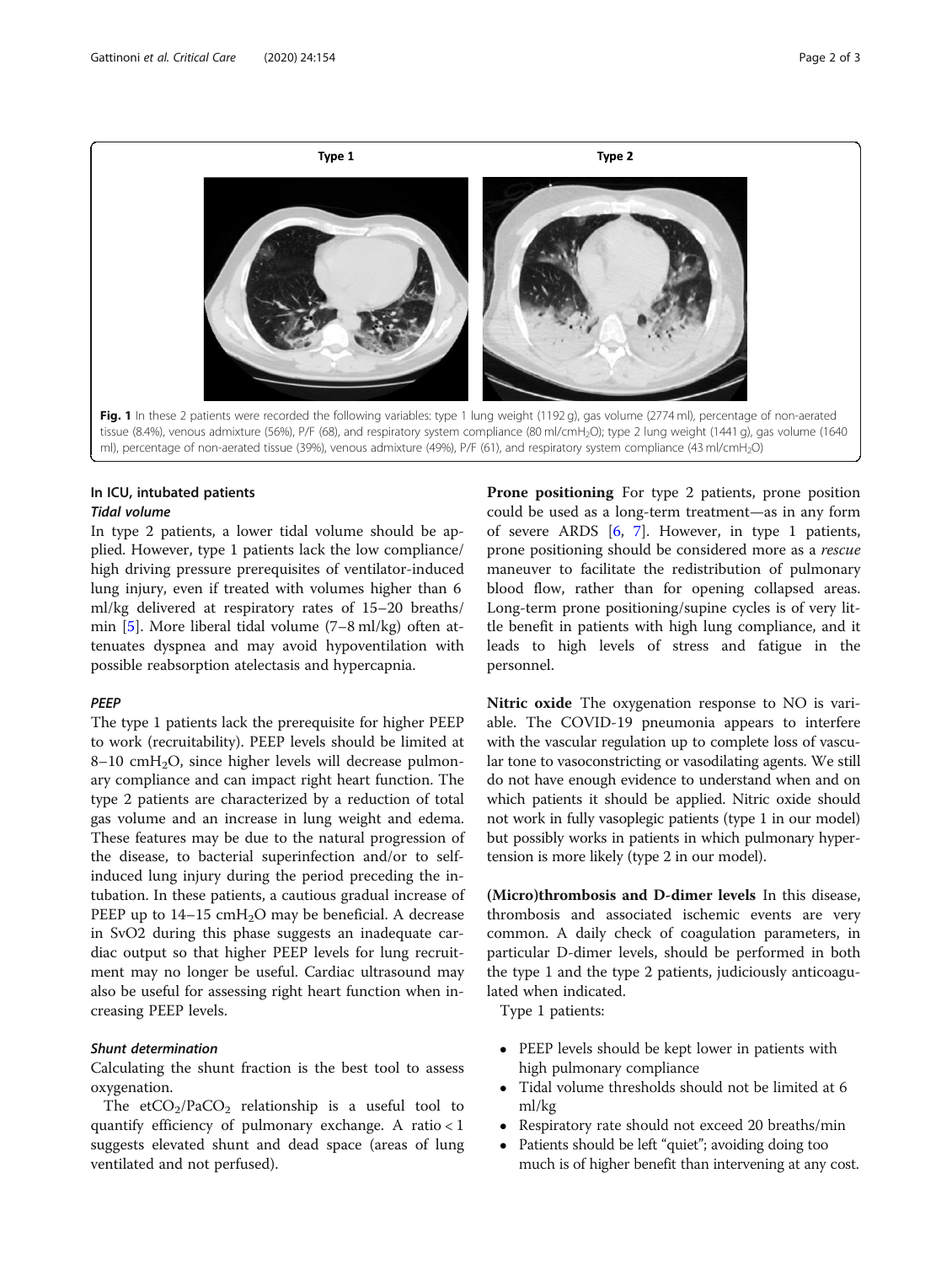Type 1 Type 2

Fig. 1 In these 2 patients were recorded the following variables: type 1 lung weight (1192 g), gas volume (2774 ml), percentage of non-aerated tissue (8.4%), venous admixture (56%), P/F (68), and respiratory system compliance (80 ml/cm$H_2O$); type 2 lung weight (1441 g), gas volume (1640 ml), percentage of non-aerated tissue (39%), venous admixture (49%), P/F (61), and respiratory system compliance (43 ml/cm$H_2O$)

## In ICU, intubated patients

### *Tidal volume*

In type 2 patients, a lower tidal volume should be applied. However, type 1 patients lack the low compliance/high driving pressure prerequisites of ventilator-induced lung injury, even if treated with volumes higher than 6 ml/kg delivered at respiratory rates of 15–20 breaths/min [5]. More liberal tidal volume (7–8 ml/kg) often attenuates dyspnea and may avoid hypoventilation with possible reabsorption atelectasis and hypercapnia.

### *PEEP*

The type 1 patients lack the prerequisite for higher PEEP to work (recruitability). PEEP levels should be limited at 8–10 cm$H_2O$, since higher levels will decrease pulmonary compliance and can impact right heart function. The type 2 patients are characterized by a reduction of total gas volume and an increase in lung weight and edema. These features may be due to the natural progression of the disease, to bacterial superinfection and/or to self-induced lung injury during the period preceding the intubation. In these patients, a cautious gradual increase of PEEP up to 14–15 cm$H_2O$ may be beneficial. A decrease in SvO2 during this phase suggests an inadequate cardiac output so that higher PEEP levels for lung recruitment may no longer be useful. Cardiac ultrasound may also be useful for assessing right heart function when increasing PEEP levels.

### *Shunt determination*

Calculating the shunt fraction is the best tool to assess oxygenation.

The et$CO_2$/Pa$CO_2$ relationship is a useful tool to quantify efficiency of pulmonary exchange. A ratio < 1 suggests elevated shunt and dead space (areas of lung ventilated and not perfused).

**Prone positioning** For type 2 patients, prone position could be used as a long-term treatment—as in any form of severe ARDS [6, 7]. However, in type 1 patients, prone positioning should be considered more as a *rescue* maneuver to facilitate the redistribution of pulmonary blood flow, rather than for opening collapsed areas. Long-term prone positioning/supine cycles is of very little benefit in patients with high lung compliance, and it leads to high levels of stress and fatigue in the personnel.

**Nitric oxide** The oxygenation response to NO is variable. The COVID-19 pneumonia appears to interfere with the vascular regulation up to complete loss of vascular tone to vasoconstricting or vasodilating agents. We still do not have enough evidence to understand when and on which patients it should be applied. Nitric oxide should not work in fully vasoplegic patients (type 1 in our model) but possibly works in patients in which pulmonary hypertension is more likely (type 2 in our model).

**(Micro)thrombosis and D-dimer levels** In this disease, thrombosis and associated ischemic events are very common. A daily check of coagulation parameters, in particular D-dimer levels, should be performed in both the type 1 and the type 2 patients, judiciously anticoagulated when indicated.

Type 1 patients:

- PEEP levels should be kept lower in patients with high pulmonary compliance
- Tidal volume thresholds should not be limited at 6 ml/kg
- Respiratory rate should not exceed 20 breaths/min
- Patients should be left "quiet"; avoiding doing too much is of higher benefit than intervening at any cost.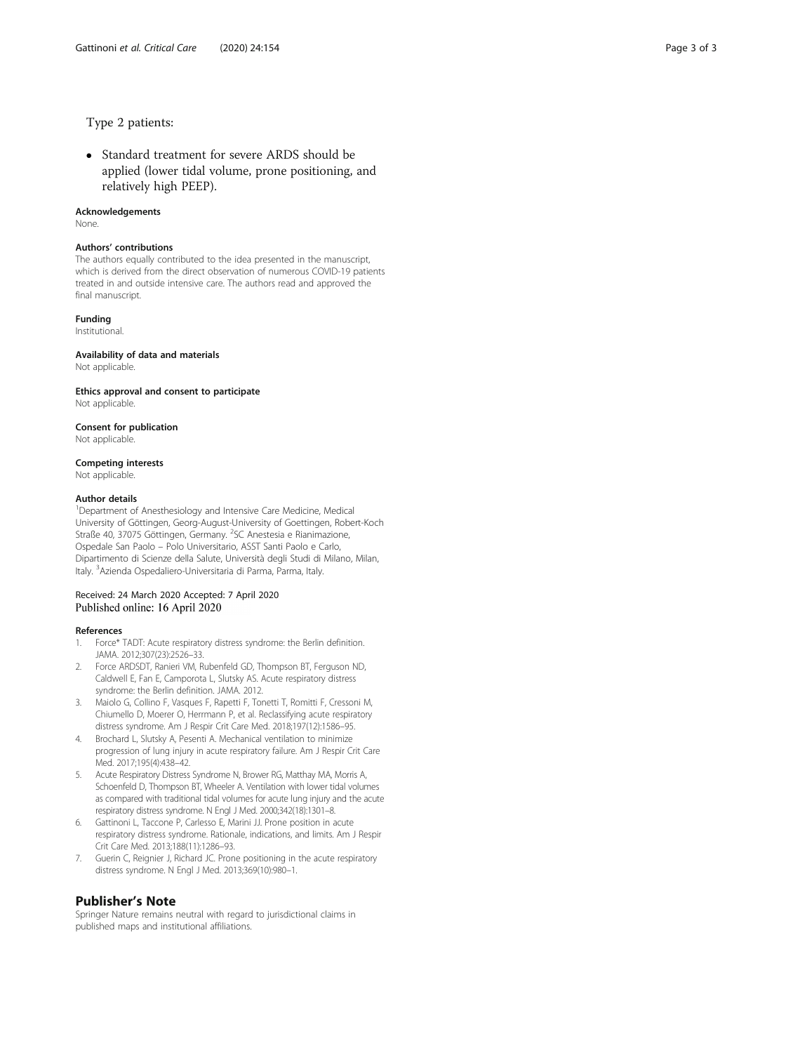Type 2 patients:

- Standard treatment for severe ARDS should be applied (lower tidal volume, prone positioning, and relatively high PEEP).

### Acknowledgements

None.

### Authors' contributions

The authors equally contributed to the idea presented in the manuscript, which is derived from the direct observation of numerous COVID-19 patients treated in and outside intensive care. The authors read and approved the final manuscript.

### Funding

Institutional.

### Availability of data and materials

Not applicable.

### Ethics approval and consent to participate

Not applicable.

### Consent for publication

Not applicable.

### Competing interests

Not applicable.

### Author details

[1]Department of Anesthesiology and Intensive Care Medicine, Medical University of Göttingen, Georg-August-University of Goettingen, Robert-Koch Straße 40, 37075 Göttingen, Germany. [2]SC Anestesia e Rianimazione, Ospedale San Paolo – Polo Universitario, ASST Santi Paolo e Carlo, Dipartimento di Scienze della Salute, Università degli Studi di Milano, Milan, Italy. [3]Azienda Ospedaliero-Universitaria di Parma, Parma, Italy.

Received: 24 March 2020 Accepted: 7 April 2020
Published online: 16 April 2020

### References

1. Force* TADT: Acute respiratory distress syndrome: the Berlin definition. JAMA. 2012;307(23):2526–33.
2. Force ARDSDT, Ranieri VM, Rubenfeld GD, Thompson BT, Ferguson ND, Caldwell E, Fan E, Camporota L, Slutsky AS. Acute respiratory distress syndrome: the Berlin definition. JAMA. 2012.
3. Maiolo G, Collino F, Vasques F, Rapetti F, Tonetti T, Romitti F, Cressoni M, Chiumello D, Moerer O, Herrmann P, et al. Reclassifying acute respiratory distress syndrome. Am J Respir Crit Care Med. 2018;197(12):1586–95.
4. Brochard L, Slutsky A, Pesenti A. Mechanical ventilation to minimize progression of lung injury in acute respiratory failure. Am J Respir Crit Care Med. 2017;195(4):438–42.
5. Acute Respiratory Distress Syndrome N, Brower RG, Matthay MA, Morris A, Schoenfeld D, Thompson BT, Wheeler A. Ventilation with lower tidal volumes as compared with traditional tidal volumes for acute lung injury and the acute respiratory distress syndrome. N Engl J Med. 2000;342(18):1301–8.
6. Gattinoni L, Taccone P, Carlesso E, Marini JJ. Prone position in acute respiratory distress syndrome. Rationale, indications, and limits. Am J Respir Crit Care Med. 2013;188(11):1286–93.
7. Guerin C, Reignier J, Richard JC. Prone positioning in the acute respiratory distress syndrome. N Engl J Med. 2013;369(10):980–1.

## Publisher's Note

Springer Nature remains neutral with regard to jurisdictional claims in published maps and institutional affiliations.